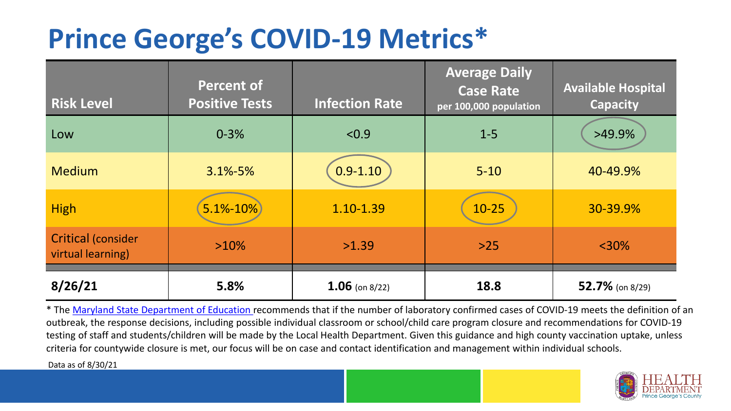# Prince George's COVID-19 Metrics*

| Risk Level | Percent of Positive Tests | Infection Rate | Average Daily Case Rate per 100,000 population | Available Hospital Capacity |
|---|---|---|---|---|
| Low | 0-3% | <0.9 | 1-5 | >49.9% |
| Medium | 3.1%-5% | 0.9-1.10 | 5-10 | 40-49.9% |
| High | 5.1%-10% | 1.10-1.39 | 10-25 | 30-39.9% |
| Critical (consider virtual learning) | >10% | >1.39 | >25 | <30% |
| **8/26/21** | **5.8%** | **1.06** (on 8/22) | **18.8** | **52.7%** (on 8/29) |

* The Maryland State Department of Education recommends that if the number of laboratory confirmed cases of COVID-19 meets the definition of an outbreak, the response decisions, including possible individual classroom or school/child care program closure and recommendations for COVID-19 testing of staff and students/children will be made by the Local Health Department. Given this guidance and high county vaccination uptake, unless criteria for countywide closure is met, our focus will be on case and contact identification and management within individual schools.

Data as of 8/30/21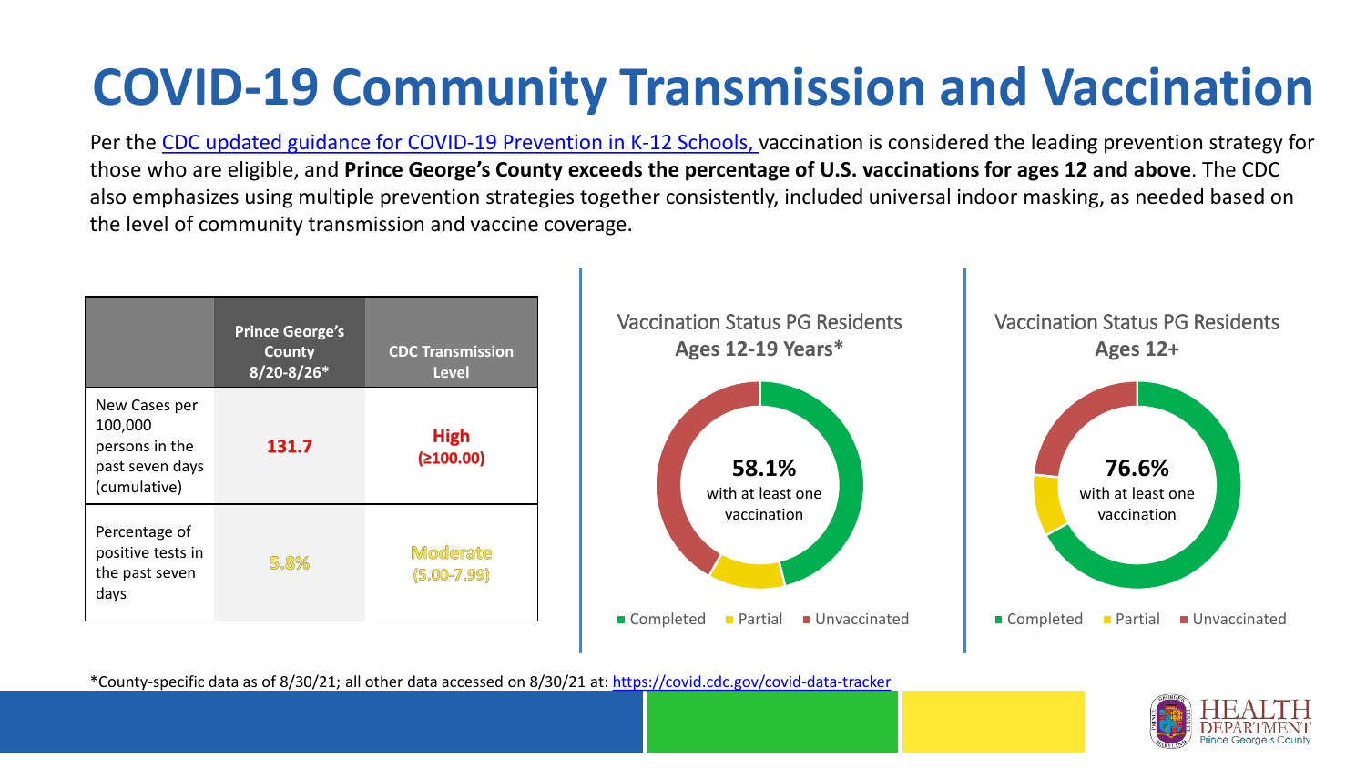# COVID-19 Community Transmission and Vaccination

Per the CDC updated guidance for COVID-19 Prevention in K-12 Schools, vaccination is considered the leading prevention strategy for those who are eligible, and **Prince George's County exceeds the percentage of U.S. vaccinations for ages 12 and above**. The CDC also emphasizes using multiple prevention strategies together consistently, included universal indoor masking, as needed based on the level of community transmission and vaccine coverage.

| | Prince George's County 8/20-8/26* | CDC Transmission Level |
|---|---|---|
| New Cases per 100,000 persons in the past seven days (cumulative) | **131.7** | **High (≥100.00)** |
| Percentage of positive tests in the past seven days | **5.8%** | **Moderate (5.00-7.99)** |

Vaccination Status PG Residents **Ages 12-19 Years***

**58.1%** with at least one vaccination

■ Completed ■ Partial ■ Unvaccinated

Vaccination Status PG Residents **Ages 12+**

**76.6%** with at least one vaccination

■ Completed ■ Partial ■ Unvaccinated

*County-specific data as of 8/30/21; all other data accessed on 8/30/21 at: https://covid.cdc.gov/covid-data-tracker

HEALTH DEPARTMENT Prince George's County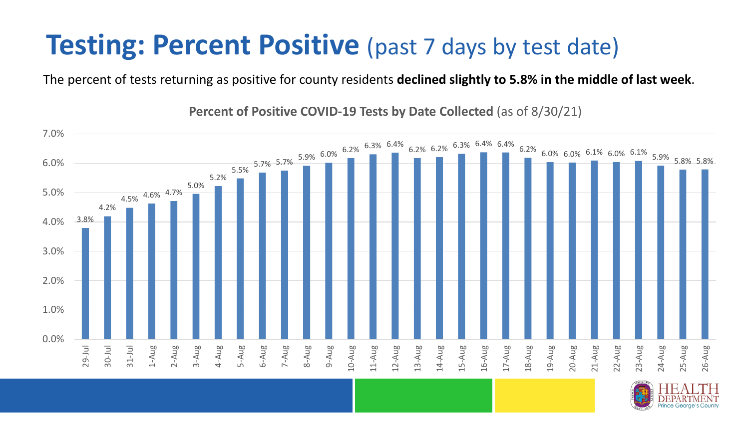# **Testing: Percent Positive** (past 7 days by test date)

The percent of tests returning as positive for county residents **declined slightly to 5.8% in the middle of last week**.

**Percent of Positive COVID-19 Tests by Date Collected** (as of 8/30/21)

| Date | Percent Positive |
|---|---|
| 29-Jul | 3.8% |
| 30-Jul | 4.2% |
| 31-Jul | 4.5% |
| 1-Aug | 4.6% |
| 2-Aug | 4.7% |
| 3-Aug | 5.0% |
| 4-Aug | 5.2% |
| 5-Aug | 5.5% |
| 6-Aug | 5.7% |
| 7-Aug | 5.7% |
| 8-Aug | 5.9% |
| 9-Aug | 6.0% |
| 10-Aug | 6.2% |
| 11-Aug | 6.3% |
| 12-Aug | 6.4% |
| 13-Aug | 6.2% |
| 14-Aug | 6.2% |
| 15-Aug | 6.3% |
| 16-Aug | 6.4% |
| 17-Aug | 6.4% |
| 18-Aug | 6.2% |
| 19-Aug | 6.0% |
| 20-Aug | 6.0% |
| 21-Aug | 6.1% |
| 22-Aug | 6.0% |
| 23-Aug | 6.1% |
| 24-Aug | 5.9% |
| 25-Aug | 5.8% |
| 26-Aug | 5.8% |

HEALTH DEPARTMENT Prince George's County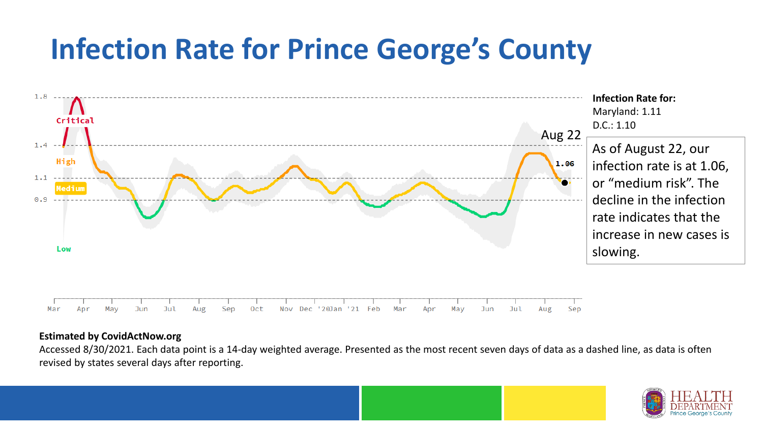# Infection Rate for Prince George's County

**Infection Rate for:**
Maryland: 1.11
D.C.: 1.10

Aug 22

As of August 22, our infection rate is at 1.06, or "medium risk". The decline in the infection rate indicates that the increase in new cases is slowing.

**Estimated by CovidActNow.org**

Accessed 8/30/2021. Each data point is a 14-day weighted average. Presented as the most recent seven days of data as a dashed line, as data is often revised by states several days after reporting.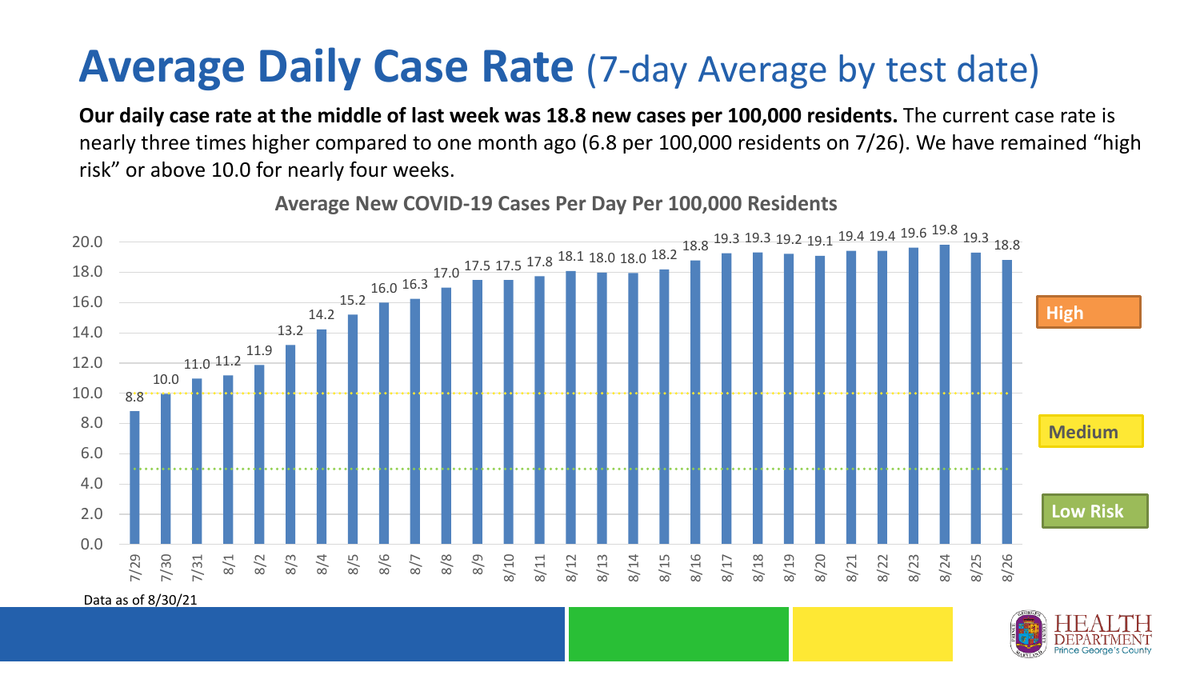# Average Daily Case Rate (7-day Average by test date)

**Our daily case rate at the middle of last week was 18.8 new cases per 100,000 residents.** The current case rate is nearly three times higher compared to one month ago (6.8 per 100,000 residents on 7/26). We have remained "high risk" or above 10.0 for nearly four weeks.

**Average New COVID-19 Cases Per Day Per 100,000 Residents**

| Date | Cases per 100,000 |
|---|---|
| 7/29 | 8.8 |
| 7/30 | 10.0 |
| 7/31 | 11.0 |
| 8/1 | 11.2 |
| 8/2 | 11.9 |
| 8/3 | 13.2 |
| 8/4 | 14.2 |
| 8/5 | 15.2 |
| 8/6 | 16.0 |
| 8/7 | 16.3 |
| 8/8 | 17.0 |
| 8/9 | 17.5 |
| 8/10 | 17.5 |
| 8/11 | 17.8 |
| 8/12 | 18.1 |
| 8/13 | 18.0 |
| 8/14 | 18.0 |
| 8/15 | 18.2 |
| 8/16 | 18.8 |
| 8/17 | 19.3 |
| 8/18 | 19.3 |
| 8/19 | 19.2 |
| 8/20 | 19.1 |
| 8/21 | 19.4 |
| 8/22 | 19.4 |
| 8/23 | 19.6 |
| 8/24 | 19.8 |
| 8/25 | 19.3 |
| 8/26 | 18.8 |

High

Medium

Low Risk

Data as of 8/30/21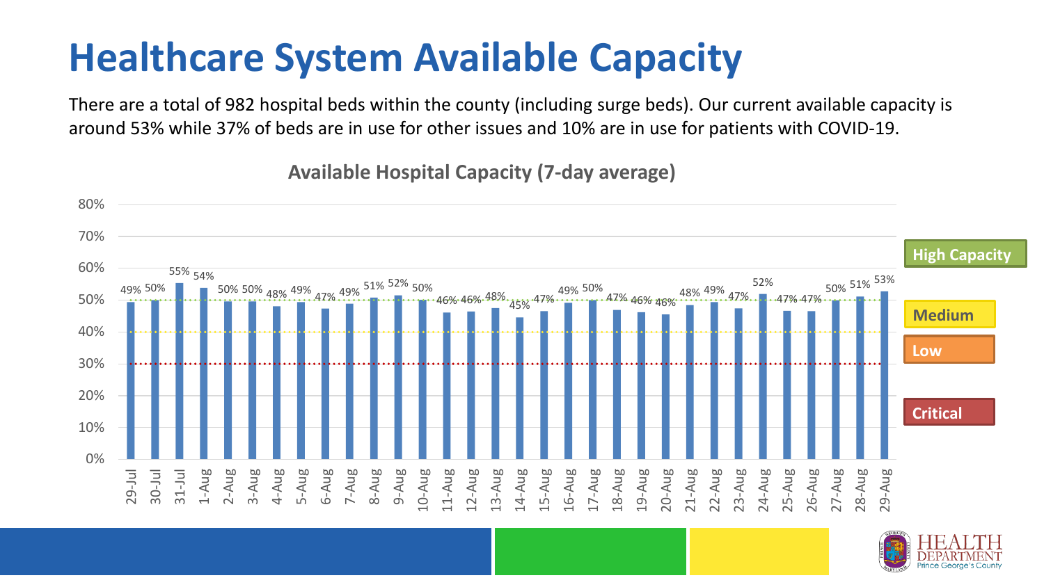# Healthcare System Available Capacity

There are a total of 982 hospital beds within the county (including surge beds). Our current available capacity is around 53% while 37% of beds are in use for other issues and 10% are in use for patients with COVID-19.

Available Hospital Capacity (7-day average)

80%
70%
60%
50%
40%
30%
20%
10%
0%

49% 50% 55% 54% 50% 50% 48% 49% 47% 49% 51% 52% 50% 46% 46% 48% 45% 47% 49% 50% 47% 46% 46% 48% 49% 47% 52% 47% 47% 50% 51% 53%

29-Jul 30-Jul 31-Jul 1-Aug 2-Aug 3-Aug 4-Aug 5-Aug 6-Aug 7-Aug 8-Aug 9-Aug 10-Aug 11-Aug 12-Aug 13-Aug 14-Aug 15-Aug 16-Aug 17-Aug 18-Aug 19-Aug 20-Aug 21-Aug 22-Aug 23-Aug 24-Aug 25-Aug 26-Aug 27-Aug 28-Aug 29-Aug

High Capacity
Medium
Low
Critical